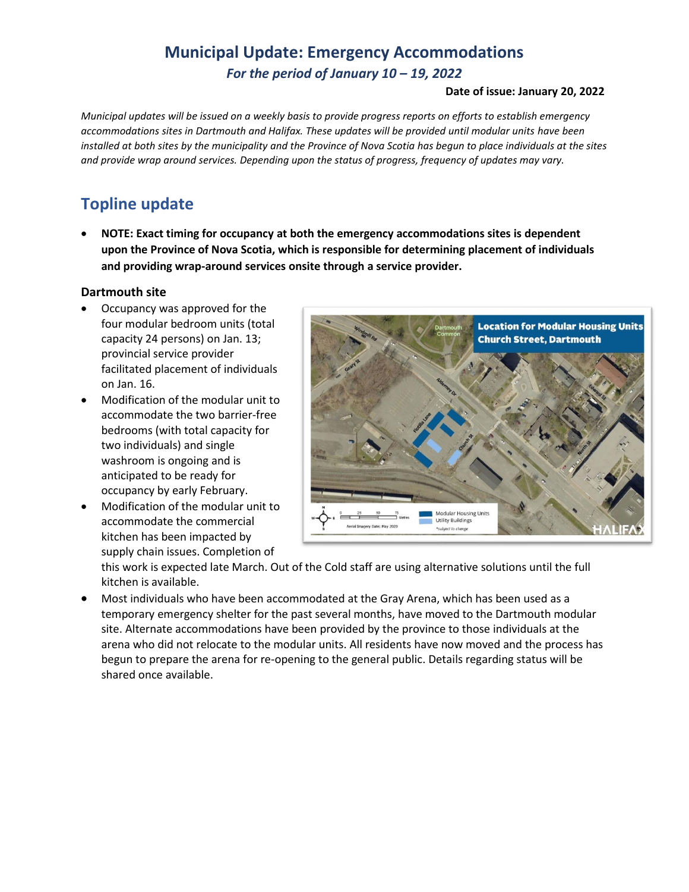# Municipal Update: Emergency Accommodations

*For the period of January 10 – 19, 2022*

**Date of issue: January 20, 2022**

*Municipal updates will be issued on a weekly basis to provide progress reports on efforts to establish emergency accommodations sites in Dartmouth and Halifax. These updates will be provided until modular units have been installed at both sites by the municipality and the Province of Nova Scotia has begun to place individuals at the sites and provide wrap around services. Depending upon the status of progress, frequency of updates may vary.*

## Topline update

- **NOTE: Exact timing for occupancy at both the emergency accommodations sites is dependent upon the Province of Nova Scotia, which is responsible for determining placement of individuals and providing wrap-around services onsite through a service provider.**

### Dartmouth site

- Occupancy was approved for the four modular bedroom units (total capacity 24 persons) on Jan. 13; provincial service provider facilitated placement of individuals on Jan. 16.
- Modification of the modular unit to accommodate the two barrier-free bedrooms (with total capacity for two individuals) and single washroom is ongoing and is anticipated to be ready for occupancy by early February.
- Modification of the modular unit to accommodate the commercial kitchen has been impacted by supply chain issues. Completion of this work is expected late March. Out of the Cold staff are using alternative solutions until the full kitchen is available.
- Most individuals who have been accommodated at the Gray Arena, which has been used as a temporary emergency shelter for the past several months, have moved to the Dartmouth modular site. Alternate accommodations have been provided by the province to those individuals at the arena who did not relocate to the modular units. All residents have now moved and the process has begun to prepare the arena for re-opening to the general public. Details regarding status will be shared once available.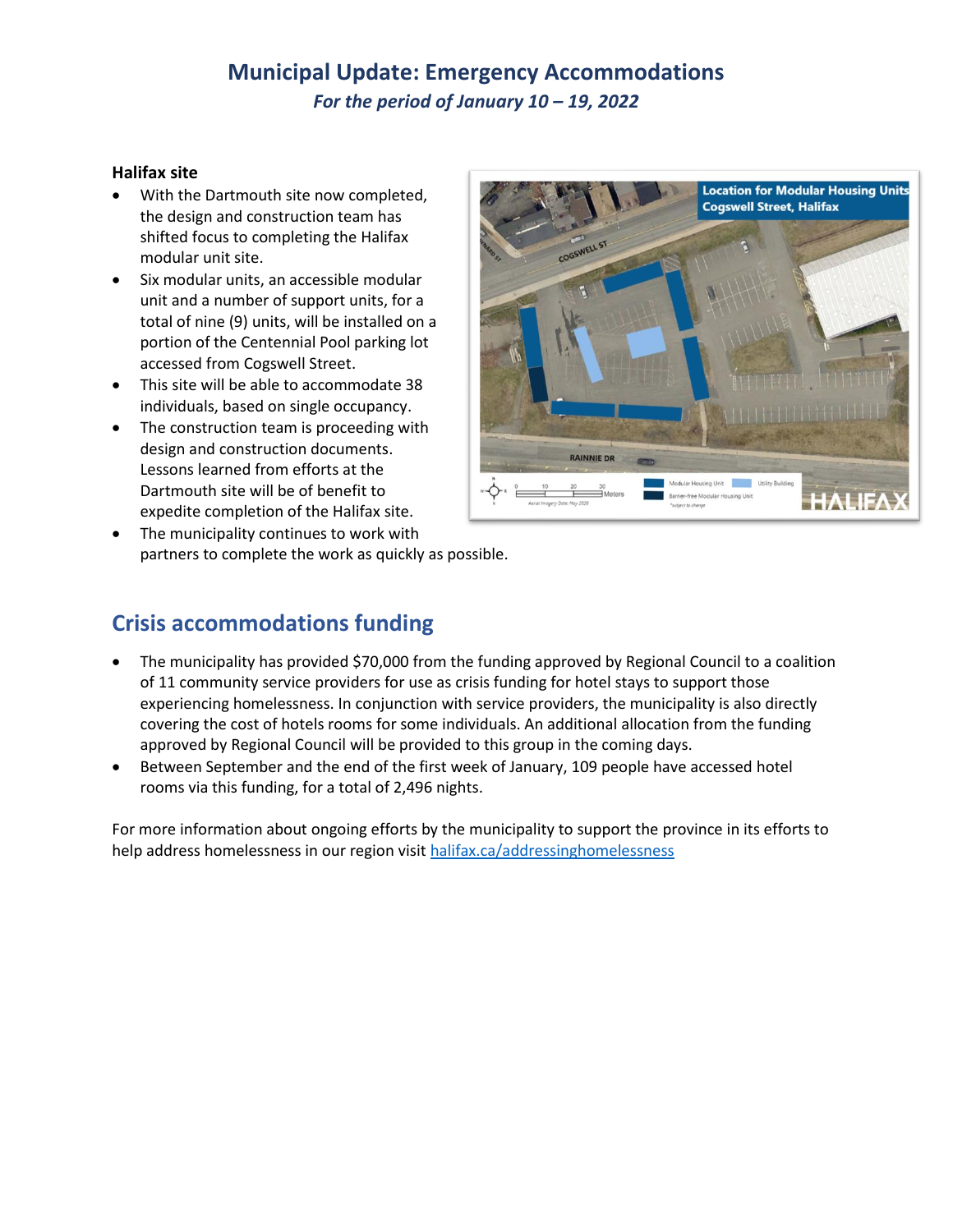# Municipal Update: Emergency Accommodations

*For the period of January 10 – 19, 2022*

### Halifax site

- With the Dartmouth site now completed, the design and construction team has shifted focus to completing the Halifax modular unit site.
- Six modular units, an accessible modular unit and a number of support units, for a total of nine (9) units, will be installed on a portion of the Centennial Pool parking lot accessed from Cogswell Street.
- This site will be able to accommodate 38 individuals, based on single occupancy.
- The construction team is proceeding with design and construction documents. Lessons learned from efforts at the Dartmouth site will be of benefit to expedite completion of the Halifax site.
- The municipality continues to work with partners to complete the work as quickly as possible.

Location for Modular Housing Units
Cogswell Street, Halifax

COGSWELL ST
RAINNIE DR
0 10 20 30 Meters
Modular Housing Unit
Utility Building
Barrier-free Modular Housing Unit
*subject to change
HALIFAX

## Crisis accommodations funding

- The municipality has provided $70,000 from the funding approved by Regional Council to a coalition of 11 community service providers for use as crisis funding for hotel stays to support those experiencing homelessness. In conjunction with service providers, the municipality is also directly covering the cost of hotels rooms for some individuals. An additional allocation from the funding approved by Regional Council will be provided to this group in the coming days.
- Between September and the end of the first week of January, 109 people have accessed hotel rooms via this funding, for a total of 2,496 nights.

For more information about ongoing efforts by the municipality to support the province in its efforts to help address homelessness in our region visit [halifax.ca/addressinghomelessness](halifax.ca/addressinghomelessness)